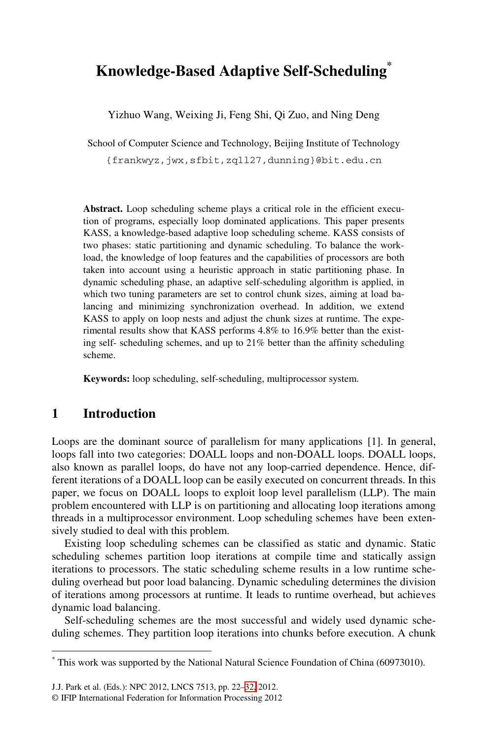# Knowledge-Based Adaptive Self-Scheduling*

Yizhuo Wang, Weixing Ji, Feng Shi, Qi Zuo, and Ning Deng

School of Computer Science and Technology, Beijing Institute of Technology

{frankwyz,jwx,sfbit,zql127,dunning}@bit.edu.cn

**Abstract.** Loop scheduling scheme plays a critical role in the efficient execution of programs, especially loop dominated applications. This paper presents KASS, a knowledge-based adaptive loop scheduling scheme. KASS consists of two phases: static partitioning and dynamic scheduling. To balance the workload, the knowledge of loop features and the capabilities of processors are both taken into account using a heuristic approach in static partitioning phase. In dynamic scheduling phase, an adaptive self-scheduling algorithm is applied, in which two tuning parameters are set to control chunk sizes, aiming at load balancing and minimizing synchronization overhead. In addition, we extend KASS to apply on loop nests and adjust the chunk sizes at runtime. The experimental results show that KASS performs 4.8% to 16.9% better than the existing self- scheduling schemes, and up to 21% better than the affinity scheduling scheme.

**Keywords:** loop scheduling, self-scheduling, multiprocessor system.

## 1 Introduction

Loops are the dominant source of parallelism for many applications [1]. In general, loops fall into two categories: DOALL loops and non-DOALL loops. DOALL loops, also known as parallel loops, do have not any loop-carried dependence. Hence, different iterations of a DOALL loop can be easily executed on concurrent threads. In this paper, we focus on DOALL loops to exploit loop level parallelism (LLP). The main problem encountered with LLP is on partitioning and allocating loop iterations among threads in a multiprocessor environment. Loop scheduling schemes have been extensively studied to deal with this problem.

Existing loop scheduling schemes can be classified as static and dynamic. Static scheduling schemes partition loop iterations at compile time and statically assign iterations to processors. The static scheduling scheme results in a low runtime scheduling overhead but poor load balancing. Dynamic scheduling determines the division of iterations among processors at runtime. It leads to runtime overhead, but achieves dynamic load balancing.

Self-scheduling schemes are the most successful and widely used dynamic scheduling schemes. They partition loop iterations into chunks before execution. A chunk

---

* This work was supported by the National Natural Science Foundation of China (60973010).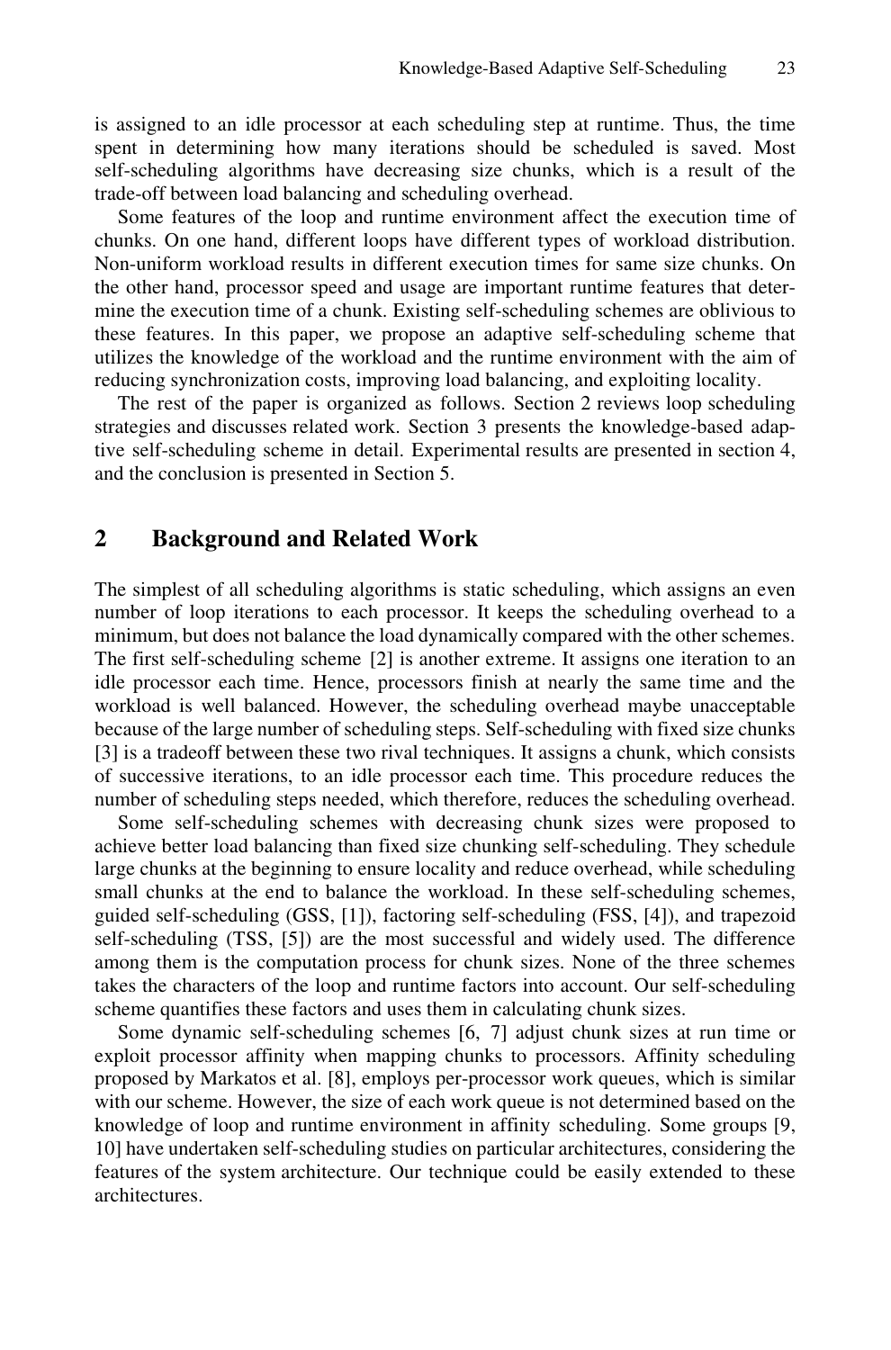is assigned to an idle processor at each scheduling step at runtime. Thus, the time spent in determining how many iterations should be scheduled is saved. Most self-scheduling algorithms have decreasing size chunks, which is a result of the trade-off between load balancing and scheduling overhead.

Some features of the loop and runtime environment affect the execution time of chunks. On one hand, different loops have different types of workload distribution. Non-uniform workload results in different execution times for same size chunks. On the other hand, processor speed and usage are important runtime features that determine the execution time of a chunk. Existing self-scheduling schemes are oblivious to these features. In this paper, we propose an adaptive self-scheduling scheme that utilizes the knowledge of the workload and the runtime environment with the aim of reducing synchronization costs, improving load balancing, and exploiting locality.

The rest of the paper is organized as follows. Section 2 reviews loop scheduling strategies and discusses related work. Section 3 presents the knowledge-based adaptive self-scheduling scheme in detail. Experimental results are presented in section 4, and the conclusion is presented in Section 5.

## 2 Background and Related Work

The simplest of all scheduling algorithms is static scheduling, which assigns an even number of loop iterations to each processor. It keeps the scheduling overhead to a minimum, but does not balance the load dynamically compared with the other schemes. The first self-scheduling scheme [2] is another extreme. It assigns one iteration to an idle processor each time. Hence, processors finish at nearly the same time and the workload is well balanced. However, the scheduling overhead maybe unacceptable because of the large number of scheduling steps. Self-scheduling with fixed size chunks [3] is a tradeoff between these two rival techniques. It assigns a chunk, which consists of successive iterations, to an idle processor each time. This procedure reduces the number of scheduling steps needed, which therefore, reduces the scheduling overhead.

Some self-scheduling schemes with decreasing chunk sizes were proposed to achieve better load balancing than fixed size chunking self-scheduling. They schedule large chunks at the beginning to ensure locality and reduce overhead, while scheduling small chunks at the end to balance the workload. In these self-scheduling schemes, guided self-scheduling (GSS, [1]), factoring self-scheduling (FSS, [4]), and trapezoid self-scheduling (TSS, [5]) are the most successful and widely used. The difference among them is the computation process for chunk sizes. None of the three schemes takes the characters of the loop and runtime factors into account. Our self-scheduling scheme quantifies these factors and uses them in calculating chunk sizes.

Some dynamic self-scheduling schemes [6, 7] adjust chunk sizes at run time or exploit processor affinity when mapping chunks to processors. Affinity scheduling proposed by Markatos et al. [8], employs per-processor work queues, which is similar with our scheme. However, the size of each work queue is not determined based on the knowledge of loop and runtime environment in affinity scheduling. Some groups [9, 10] have undertaken self-scheduling studies on particular architectures, considering the features of the system architecture. Our technique could be easily extended to these architectures.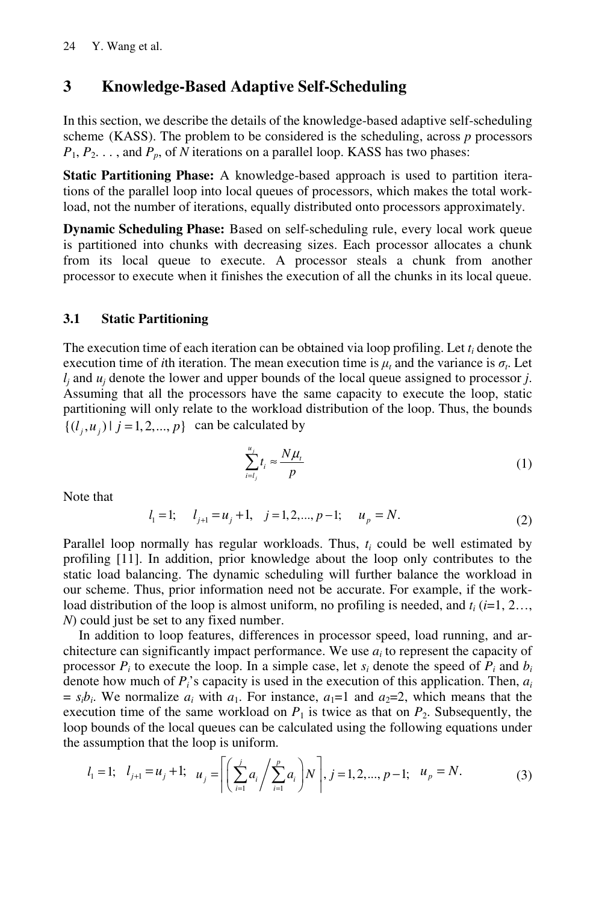## 3 Knowledge-Based Adaptive Self-Scheduling

In this section, we describe the details of the knowledge-based adaptive self-scheduling scheme (KASS). The problem to be considered is the scheduling, across $p$ processors $P_1$, $P_2$. . . , and $P_p$, of $N$ iterations on a parallel loop. KASS has two phases:

**Static Partitioning Phase:** A knowledge-based approach is used to partition iterations of the parallel loop into local queues of processors, which makes the total workload, not the number of iterations, equally distributed onto processors approximately.

**Dynamic Scheduling Phase:** Based on self-scheduling rule, every local work queue is partitioned into chunks with decreasing sizes. Each processor allocates a chunk from its local queue to execute. A processor steals a chunk from another processor to execute when it finishes the execution of all the chunks in its local queue.

### 3.1 Static Partitioning

The execution time of each iteration can be obtained via loop profiling. Let $t_i$ denote the execution time of $i$th iteration. The mean execution time is $\mu_t$ and the variance is $\sigma_t$. Let $l_j$ and $u_j$ denote the lower and upper bounds of the local queue assigned to processor $j$. Assuming that all the processors have the same capacity to execute the loop, static partitioning will only relate to the workload distribution of the loop. Thus, the bounds $\{(l_j, u_j) \mid j = 1, 2, ..., p\}$ can be calculated by

$$\sum_{i=l_j}^{u_j} t_i \approx \frac{N\mu_t}{p} \tag{1}$$

Note that

$$l_1 = 1; \quad l_{j+1} = u_j + 1, \quad j = 1, 2, ..., p-1; \quad u_p = N. \tag{2}$$

Parallel loop normally has regular workloads. Thus, $t_i$ could be well estimated by profiling [11]. In addition, prior knowledge about the loop only contributes to the static load balancing. The dynamic scheduling will further balance the workload in our scheme. Thus, prior information need not be accurate. For example, if the workload distribution of the loop is almost uniform, no profiling is needed, and $t_i$ ($i$=1, 2…, $N$) could just be set to any fixed number.

In addition to loop features, differences in processor speed, load running, and architecture can significantly impact performance. We use $a_i$ to represent the capacity of processor $P_i$ to execute the loop. In a simple case, let $s_i$ denote the speed of $P_i$ and $b_i$ denote how much of $P_i$'s capacity is used in the execution of this application. Then, $a_i = s_i b_i$. We normalize $a_i$ with $a_1$. For instance, $a_1$=1 and $a_2$=2, which means that the execution time of the same workload on $P_1$ is twice as that on $P_2$. Subsequently, the loop bounds of the local queues can be calculated using the following equations under the assumption that the loop is uniform.

$$l_1 = 1; \quad l_{j+1} = u_j + 1; \quad u_j = \left\lceil \left( \sum_{i=1}^{j} a_i \Big/ \sum_{i=1}^{p} a_i \right) N \right\rceil, \ j = 1, 2, ..., p-1; \quad u_p = N. \tag{3}$$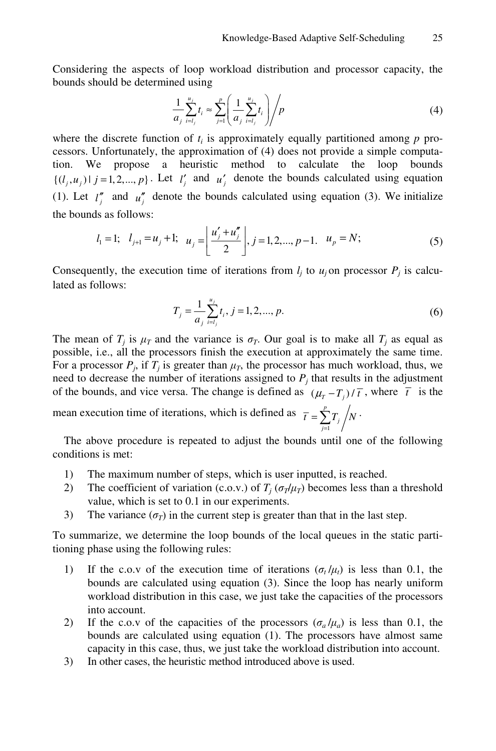Considering the aspects of loop workload distribution and processor capacity, the bounds should be determined using

$$\frac{1}{a_j}\sum_{i=l_j}^{u_j} t_i \approx \sum_{j=1}^{p}\left(\frac{1}{a_j}\sum_{i=l_j}^{u_j} t_i\right) \Bigg/ p \tag{4}$$

where the discrete function of $t_i$ is approximately equally partitioned among $p$ processors. Unfortunately, the approximation of (4) does not provide a simple computation. We propose a heuristic method to calculate the loop bounds $\{(l_j, u_j) \mid j = 1, 2, ..., p\}$. Let $l'_j$ and $u'_j$ denote the bounds calculated using equation (1). Let $l''_j$ and $u''_j$ denote the bounds calculated using equation (3). We initialize the bounds as follows:

$$l_1 = 1; \quad l_{j+1} = u_j + 1; \quad u_j = \left\lfloor \frac{u'_j + u''_j}{2} \right\rfloor, j = 1, 2, ..., p-1. \quad u_p = N; \tag{5}$$

Consequently, the execution time of iterations from $l_j$ to $u_j$ on processor $P_j$ is calculated as follows:

$$T_j = \frac{1}{a_j}\sum_{i=l_j}^{u_j} t_i, \; j = 1, 2, ..., p. \tag{6}$$

The mean of $T_j$ is $\mu_T$ and the variance is $\sigma_T$. Our goal is to make all $T_j$ as equal as possible, i.e., all the processors finish the execution at approximately the same time. For a processor $P_j$, if $T_j$ is greater than $\mu_T$, the processor has much workload, thus, we need to decrease the number of iterations assigned to $P_j$ that results in the adjustment of the bounds, and vice versa. The change is defined as $(\mu_T - T_j)/\bar{t}$, where $\bar{t}$ is the mean execution time of iterations, which is defined as $\bar{t} = \sum_{j=1}^{p} T_j \Big/ N$.

The above procedure is repeated to adjust the bounds until one of the following conditions is met:

1) The maximum number of steps, which is user inputted, is reached.
2) The coefficient of variation (c.o.v.) of $T_j$ ($\sigma_T/\mu_T$) becomes less than a threshold value, which is set to 0.1 in our experiments.
3) The variance ($\sigma_T$) in the current step is greater than that in the last step.

To summarize, we determine the loop bounds of the local queues in the static partitioning phase using the following rules:

1) If the c.o.v of the execution time of iterations ($\sigma_t/\mu_t$) is less than 0.1, the bounds are calculated using equation (3). Since the loop has nearly uniform workload distribution in this case, we just take the capacities of the processors into account.
2) If the c.o.v of the capacities of the processors ($\sigma_a/\mu_a$) is less than 0.1, the bounds are calculated using equation (1). The processors have almost same capacity in this case, thus, we just take the workload distribution into account.
3) In other cases, the heuristic method introduced above is used.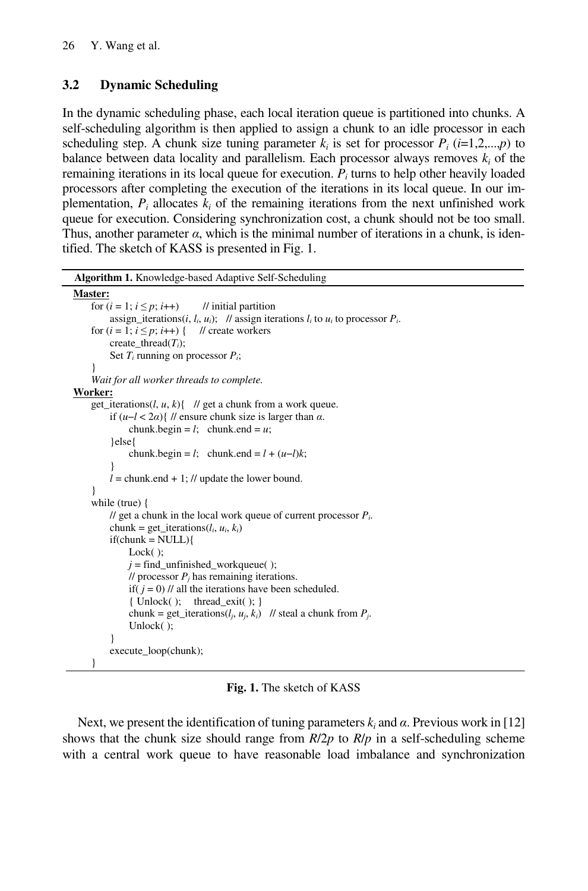### 3.2 Dynamic Scheduling

In the dynamic scheduling phase, each local iteration queue is partitioned into chunks. A self-scheduling algorithm is then applied to assign a chunk to an idle processor in each scheduling step. A chunk size tuning parameter $k_i$ is set for processor $P_i$ ($i$=1,2,...,$p$) to balance between data locality and parallelism. Each processor always removes $k_i$ of the remaining iterations in its local queue for execution. $P_i$ turns to help other heavily loaded processors after completing the execution of the iterations in its local queue. In our implementation, $P_i$ allocates $k_i$ of the remaining iterations from the next unfinished work queue for execution. Considering synchronization cost, a chunk should not be too small. Thus, another parameter $\alpha$, which is the minimal number of iterations in a chunk, is identified. The sketch of KASS is presented in Fig. 1.

**Algorithm 1.** Knowledge-based Adaptive Self-Scheduling

```
Master:
    for (i = 1; i ≤ p; i++)        // initial partition
        assign_iterations(i, l_i, u_i);   // assign iterations l_i to u_i to processor P_i.
    for (i = 1; i ≤ p; i++) {     // create workers
        create_thread(T_i);
        Set T_i running on processor P_i;
    }
    Wait for all worker threads to complete.
Worker:
    get_iterations(l, u, k){   // get a chunk from a work queue.
        if (u–l < 2α){ // ensure chunk size is larger than α.
            chunk.begin = l;   chunk.end = u;
        }else{
            chunk.begin = l;   chunk.end = l + (u–l)k;
        }
        l = chunk.end + 1; // update the lower bound.
    }
    while (true) {
        // get a chunk in the local work queue of current processor P_i.
        chunk = get_iterations(l_i, u_i, k_i)
        if(chunk = NULL){
            Lock( );
            j = find_unfinished_workqueue( );
            // processor P_j has remaining iterations.
            if( j = 0) // all the iterations have been scheduled.
            { Unlock( );    thread_exit( ); }
            chunk = get_iterations(l_j, u_j, k_i)   // steal a chunk from P_j.
            Unlock( );
        }
        execute_loop(chunk);
    }
```

**Fig. 1.** The sketch of KASS

Next, we present the identification of tuning parameters $k_i$ and $\alpha$. Previous work in [12] shows that the chunk size should range from $R/2p$ to $R/p$ in a self-scheduling scheme with a central work queue to have reasonable load imbalance and synchronization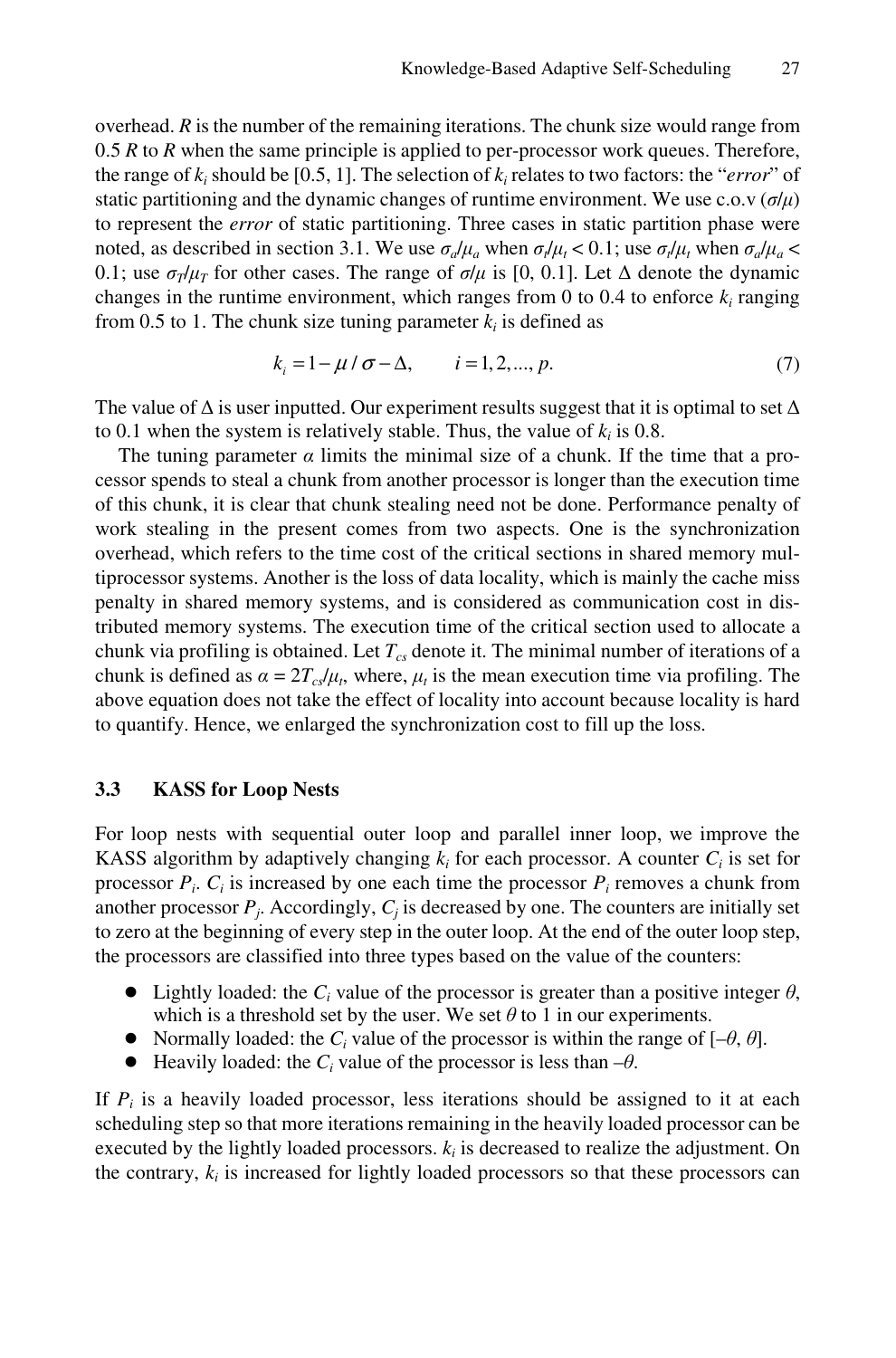overhead. $R$ is the number of the remaining iterations. The chunk size would range from $0.5\,R$ to $R$ when the same principle is applied to per-processor work queues. Therefore, the range of $k_i$ should be [0.5, 1]. The selection of $k_i$ relates to two factors: the "*error*" of static partitioning and the dynamic changes of runtime environment. We use c.o.v ($\sigma/\mu$) to represent the *error* of static partitioning. Three cases in static partition phase were noted, as described in section 3.1. We use $\sigma_a/\mu_a$ when $\sigma_t/\mu_t < 0.1$; use $\sigma_t/\mu_t$ when $\sigma_a/\mu_a < 0.1$; use $\sigma_T/\mu_T$ for other cases. The range of $\sigma/\mu$ is [0, 0.1]. Let $\Delta$ denote the dynamic changes in the runtime environment, which ranges from 0 to 0.4 to enforce $k_i$ ranging from 0.5 to 1. The chunk size tuning parameter $k_i$ is defined as

$$k_i = 1 - \mu / \sigma - \Delta, \qquad i = 1, 2, ..., p. \tag{7}$$

The value of $\Delta$ is user inputted. Our experiment results suggest that it is optimal to set $\Delta$ to 0.1 when the system is relatively stable. Thus, the value of $k_i$ is 0.8.

The tuning parameter $\alpha$ limits the minimal size of a chunk. If the time that a processor spends to steal a chunk from another processor is longer than the execution time of this chunk, it is clear that chunk stealing need not be done. Performance penalty of work stealing in the present comes from two aspects. One is the synchronization overhead, which refers to the time cost of the critical sections in shared memory multiprocessor systems. Another is the loss of data locality, which is mainly the cache miss penalty in shared memory systems, and is considered as communication cost in distributed memory systems. The execution time of the critical section used to allocate a chunk via profiling is obtained. Let $T_{cs}$ denote it. The minimal number of iterations of a chunk is defined as $\alpha = 2T_{cs}/\mu_t$, where, $\mu_t$ is the mean execution time via profiling. The above equation does not take the effect of locality into account because locality is hard to quantify. Hence, we enlarged the synchronization cost to fill up the loss.

### 3.3 KASS for Loop Nests

For loop nests with sequential outer loop and parallel inner loop, we improve the KASS algorithm by adaptively changing $k_i$ for each processor. A counter $C_i$ is set for processor $P_i$. $C_i$ is increased by one each time the processor $P_i$ removes a chunk from another processor $P_j$. Accordingly, $C_j$ is decreased by one. The counters are initially set to zero at the beginning of every step in the outer loop. At the end of the outer loop step, the processors are classified into three types based on the value of the counters:

- Lightly loaded: the $C_i$ value of the processor is greater than a positive integer $\theta$, which is a threshold set by the user. We set $\theta$ to 1 in our experiments.
- Normally loaded: the $C_i$ value of the processor is within the range of $[-\theta, \theta]$.
- Heavily loaded: the $C_i$ value of the processor is less than $-\theta$.

If $P_i$ is a heavily loaded processor, less iterations should be assigned to it at each scheduling step so that more iterations remaining in the heavily loaded processor can be executed by the lightly loaded processors. $k_i$ is decreased to realize the adjustment. On the contrary, $k_i$ is increased for lightly loaded processors so that these processors can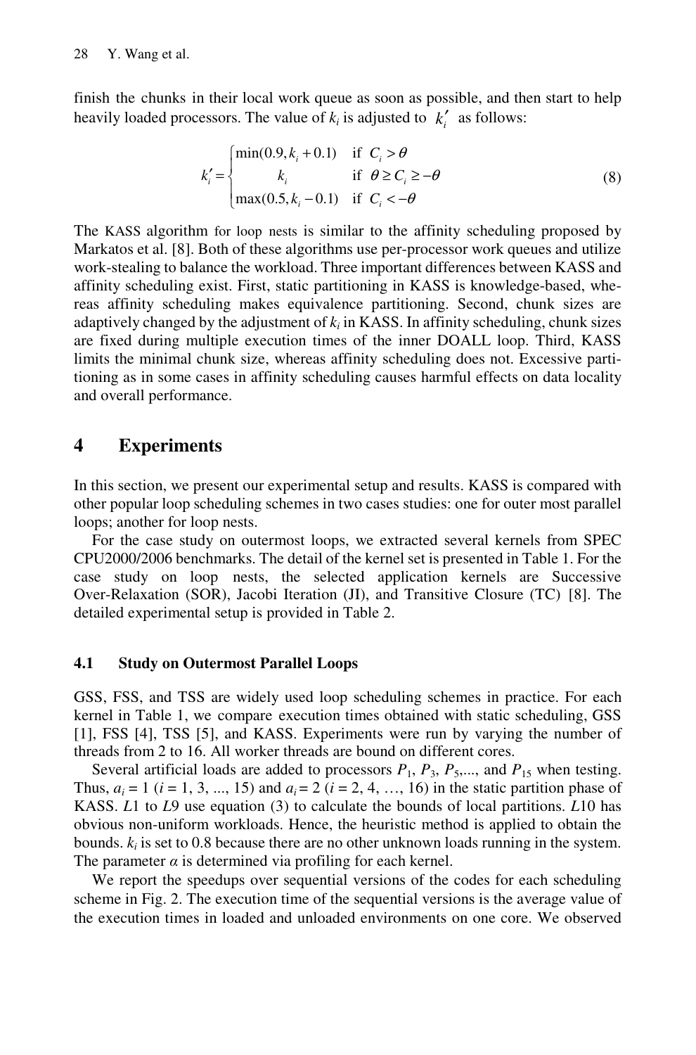finish the chunks in their local work queue as soon as possible, and then start to help heavily loaded processors. The value of $k_i$ is adjusted to $k_i'$ as follows:

$$k_i' = \begin{cases} \min(0.9, k_i + 0.1) & \text{if } C_i > \theta \\ k_i & \text{if } \theta \geq C_i \geq -\theta \\ \max(0.5, k_i - 0.1) & \text{if } C_i < -\theta \end{cases} \tag{8}$$

The KASS algorithm for loop nests is similar to the affinity scheduling proposed by Markatos et al. [8]. Both of these algorithms use per-processor work queues and utilize work-stealing to balance the workload. Three important differences between KASS and affinity scheduling exist. First, static partitioning in KASS is knowledge-based, whereas affinity scheduling makes equivalence partitioning. Second, chunk sizes are adaptively changed by the adjustment of $k_i$ in KASS. In affinity scheduling, chunk sizes are fixed during multiple execution times of the inner DOALL loop. Third, KASS limits the minimal chunk size, whereas affinity scheduling does not. Excessive partitioning as in some cases in affinity scheduling causes harmful effects on data locality and overall performance.

## 4 Experiments

In this section, we present our experimental setup and results. KASS is compared with other popular loop scheduling schemes in two cases studies: one for outer most parallel loops; another for loop nests.

For the case study on outermost loops, we extracted several kernels from SPEC CPU2000/2006 benchmarks. The detail of the kernel set is presented in Table 1. For the case study on loop nests, the selected application kernels are Successive Over-Relaxation (SOR), Jacobi Iteration (JI), and Transitive Closure (TC) [8]. The detailed experimental setup is provided in Table 2.

### 4.1 Study on Outermost Parallel Loops

GSS, FSS, and TSS are widely used loop scheduling schemes in practice. For each kernel in Table 1, we compare execution times obtained with static scheduling, GSS [1], FSS [4], TSS [5], and KASS. Experiments were run by varying the number of threads from 2 to 16. All worker threads are bound on different cores.

Several artificial loads are added to processors $P_1$, $P_3$, $P_5$,..., and $P_{15}$ when testing. Thus, $a_i = 1$ ($i$ = 1, 3, ..., 15) and $a_i = 2$ ($i$ = 2, 4, …, 16) in the static partition phase of KASS. *L*1 to *L*9 use equation (3) to calculate the bounds of local partitions. *L*10 has obvious non-uniform workloads. Hence, the heuristic method is applied to obtain the bounds. $k_i$ is set to 0.8 because there are no other unknown loads running in the system. The parameter $\alpha$ is determined via profiling for each kernel.

We report the speedups over sequential versions of the codes for each scheduling scheme in Fig. 2. The execution time of the sequential versions is the average value of the execution times in loaded and unloaded environments on one core. We observed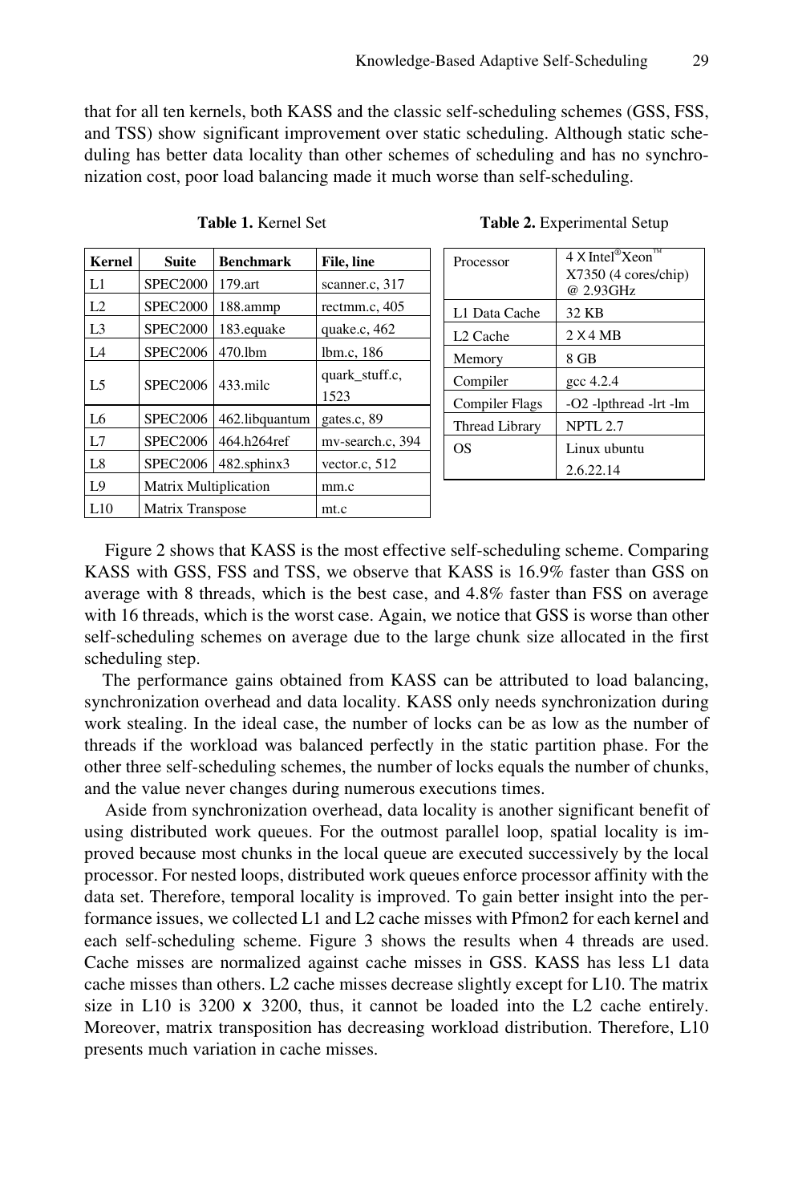that for all ten kernels, both KASS and the classic self-scheduling schemes (GSS, FSS, and TSS) show significant improvement over static scheduling. Although static scheduling has better data locality than other schemes of scheduling and has no synchronization cost, poor load balancing made it much worse than self-scheduling.

**Table 1.** Kernel Set

| Kernel | Suite | Benchmark | File, line |
|---|---|---|---|
| L1 | SPEC2000 | 179.art | scanner.c, 317 |
| L2 | SPEC2000 | 188.ammp | rectmm.c, 405 |
| L3 | SPEC2000 | 183.equake | quake.c, 462 |
| L4 | SPEC2006 | 470.lbm | lbm.c, 186 |
| L5 | SPEC2006 | 433.milc | quark_stuff.c, 1523 |
| L6 | SPEC2006 | 462.libquantum | gates.c, 89 |
| L7 | SPEC2006 | 464.h264ref | mv-search.c, 394 |
| L8 | SPEC2006 | 482.sphinx3 | vector.c, 512 |
| L9 | Matrix Multiplication | | mm.c |
| L10 | Matrix Transpose | | mt.c |

**Table 2.** Experimental Setup

| Processor | 4 X Intel®Xeon™ X7350 (4 cores/chip) @ 2.93GHz |
|---|---|
| L1 Data Cache | 32 KB |
| L2 Cache | 2 X 4 MB |
| Memory | 8 GB |
| Compiler | gcc 4.2.4 |
| Compiler Flags | -O2 -lpthread -lrt -lm |
| Thread Library | NPTL 2.7 |
| OS | Linux ubuntu 2.6.22.14 |

Figure 2 shows that KASS is the most effective self-scheduling scheme. Comparing KASS with GSS, FSS and TSS, we observe that KASS is 16.9% faster than GSS on average with 8 threads, which is the best case, and 4.8% faster than FSS on average with 16 threads, which is the worst case. Again, we notice that GSS is worse than other self-scheduling schemes on average due to the large chunk size allocated in the first scheduling step.

The performance gains obtained from KASS can be attributed to load balancing, synchronization overhead and data locality. KASS only needs synchronization during work stealing. In the ideal case, the number of locks can be as low as the number of threads if the workload was balanced perfectly in the static partition phase. For the other three self-scheduling schemes, the number of locks equals the number of chunks, and the value never changes during numerous executions times.

Aside from synchronization overhead, data locality is another significant benefit of using distributed work queues. For the outmost parallel loop, spatial locality is improved because most chunks in the local queue are executed successively by the local processor. For nested loops, distributed work queues enforce processor affinity with the data set. Therefore, temporal locality is improved. To gain better insight into the performance issues, we collected L1 and L2 cache misses with Pfmon2 for each kernel and each self-scheduling scheme. Figure 3 shows the results when 4 threads are used. Cache misses are normalized against cache misses in GSS. KASS has less L1 data cache misses than others. L2 cache misses decrease slightly except for L10. The matrix size in L10 is 3200 x 3200, thus, it cannot be loaded into the L2 cache entirely. Moreover, matrix transposition has decreasing workload distribution. Therefore, L10 presents much variation in cache misses.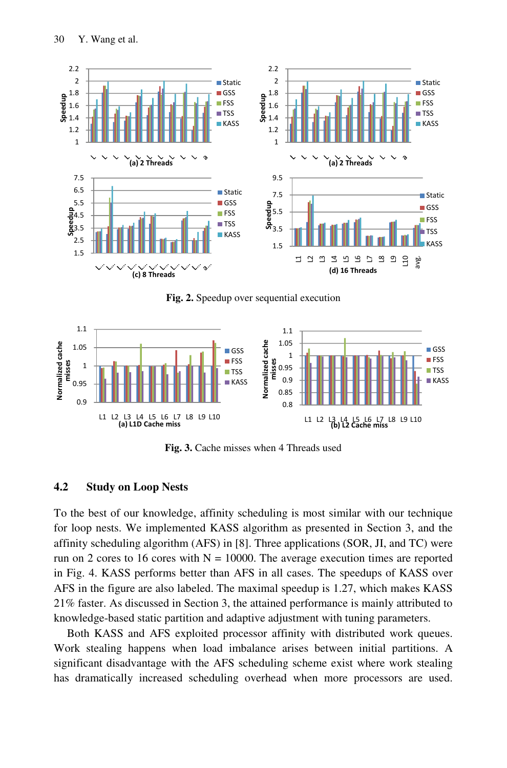**Fig. 2.** Speedup over sequential execution

**Fig. 3.** Cache misses when 4 Threads used

### 4.2 Study on Loop Nests

To the best of our knowledge, affinity scheduling is most similar with our technique for loop nests. We implemented KASS algorithm as presented in Section 3, and the affinity scheduling algorithm (AFS) in [8]. Three applications (SOR, JI, and TC) were run on 2 cores to 16 cores with N = 10000. The average execution times are reported in Fig. 4. KASS performs better than AFS in all cases. The speedups of KASS over AFS in the figure are also labeled. The maximal speedup is 1.27, which makes KASS 21% faster. As discussed in Section 3, the attained performance is mainly attributed to knowledge-based static partition and adaptive adjustment with tuning parameters.

Both KASS and AFS exploited processor affinity with distributed work queues. Work stealing happens when load imbalance arises between initial partitions. A significant disadvantage with the AFS scheduling scheme exist where work stealing has dramatically increased scheduling overhead when more processors are used.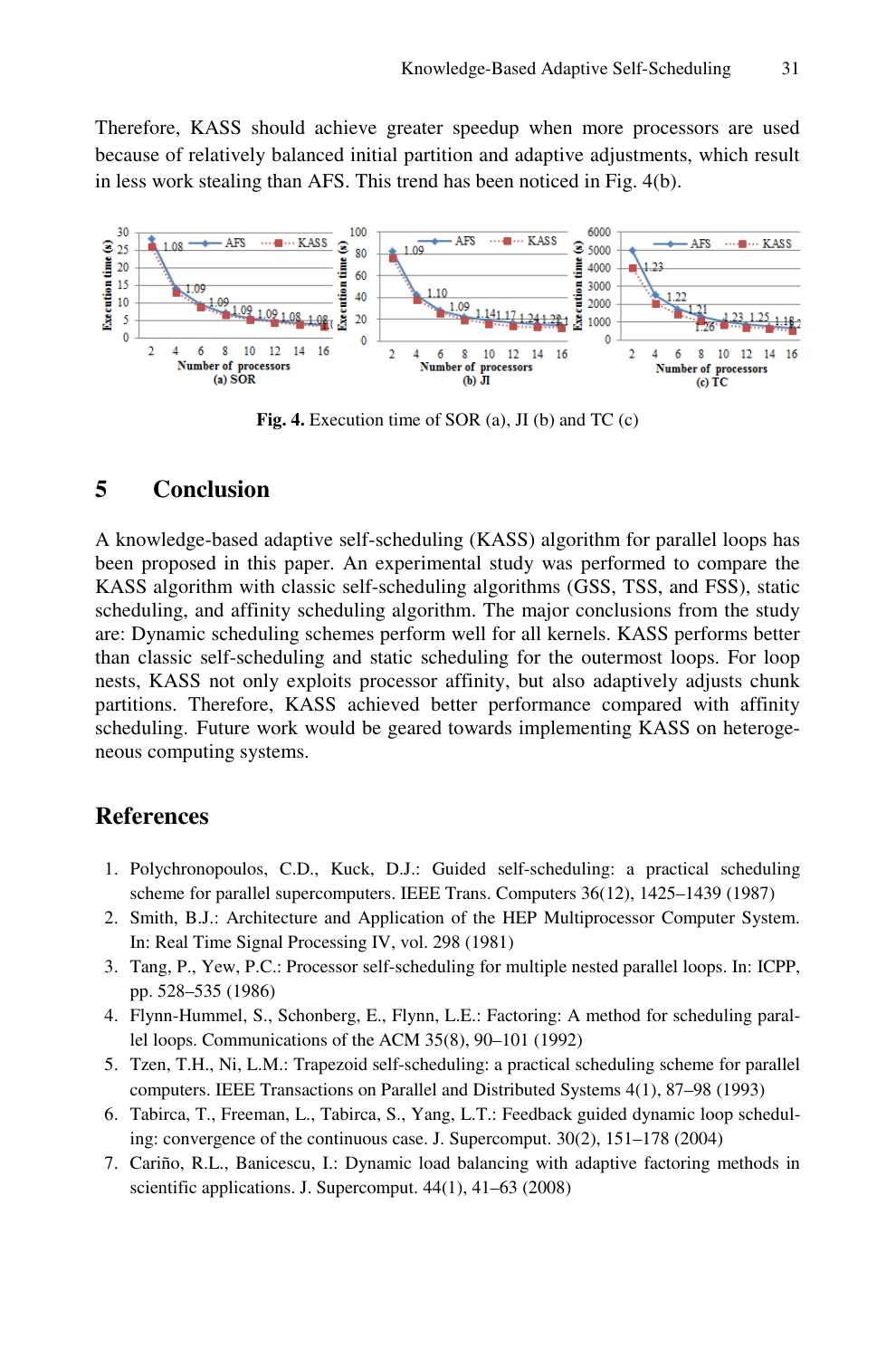Therefore, KASS should achieve greater speedup when more processors are used because of relatively balanced initial partition and adaptive adjustments, which result in less work stealing than AFS. This trend has been noticed in Fig. 4(b).

**Fig. 4.** Execution time of SOR (a), JI (b) and TC (c)

## 5 Conclusion

A knowledge-based adaptive self-scheduling (KASS) algorithm for parallel loops has been proposed in this paper. An experimental study was performed to compare the KASS algorithm with classic self-scheduling algorithms (GSS, TSS, and FSS), static scheduling, and affinity scheduling algorithm. The major conclusions from the study are: Dynamic scheduling schemes perform well for all kernels. KASS performs better than classic self-scheduling and static scheduling for the outermost loops. For loop nests, KASS not only exploits processor affinity, but also adaptively adjusts chunk partitions. Therefore, KASS achieved better performance compared with affinity scheduling. Future work would be geared towards implementing KASS on heterogeneous computing systems.

## References

1. Polychronopoulos, C.D., Kuck, D.J.: Guided self-scheduling: a practical scheduling scheme for parallel supercomputers. IEEE Trans. Computers 36(12), 1425–1439 (1987)
2. Smith, B.J.: Architecture and Application of the HEP Multiprocessor Computer System. In: Real Time Signal Processing IV, vol. 298 (1981)
3. Tang, P., Yew, P.C.: Processor self-scheduling for multiple nested parallel loops. In: ICPP, pp. 528–535 (1986)
4. Flynn-Hummel, S., Schonberg, E., Flynn, L.E.: Factoring: A method for scheduling parallel loops. Communications of the ACM 35(8), 90–101 (1992)
5. Tzen, T.H., Ni, L.M.: Trapezoid self-scheduling: a practical scheduling scheme for parallel computers. IEEE Transactions on Parallel and Distributed Systems 4(1), 87–98 (1993)
6. Tabirca, T., Freeman, L., Tabirca, S., Yang, L.T.: Feedback guided dynamic loop scheduling: convergence of the continuous case. J. Supercomput. 30(2), 151–178 (2004)
7. Cariño, R.L., Banicescu, I.: Dynamic load balancing with adaptive factoring methods in scientific applications. J. Supercomput. 44(1), 41–63 (2008)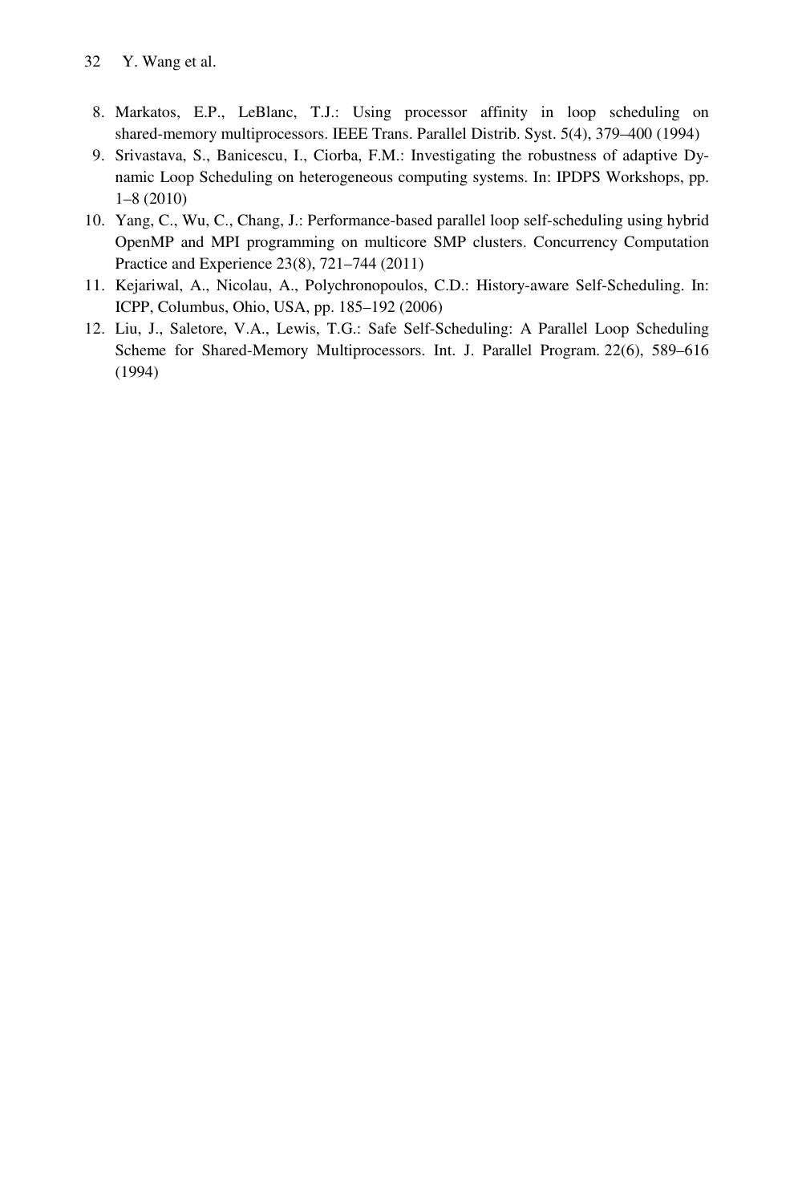8. Markatos, E.P., LeBlanc, T.J.: Using processor affinity in loop scheduling on shared-memory multiprocessors. IEEE Trans. Parallel Distrib. Syst. 5(4), 379–400 (1994)
9. Srivastava, S., Banicescu, I., Ciorba, F.M.: Investigating the robustness of adaptive Dynamic Loop Scheduling on heterogeneous computing systems. In: IPDPS Workshops, pp. 1–8 (2010)
10. Yang, C., Wu, C., Chang, J.: Performance-based parallel loop self-scheduling using hybrid OpenMP and MPI programming on multicore SMP clusters. Concurrency Computation Practice and Experience 23(8), 721–744 (2011)
11. Kejariwal, A., Nicolau, A., Polychronopoulos, C.D.: History-aware Self-Scheduling. In: ICPP, Columbus, Ohio, USA, pp. 185–192 (2006)
12. Liu, J., Saletore, V.A., Lewis, T.G.: Safe Self-Scheduling: A Parallel Loop Scheduling Scheme for Shared-Memory Multiprocessors. Int. J. Parallel Program. 22(6), 589–616 (1994)